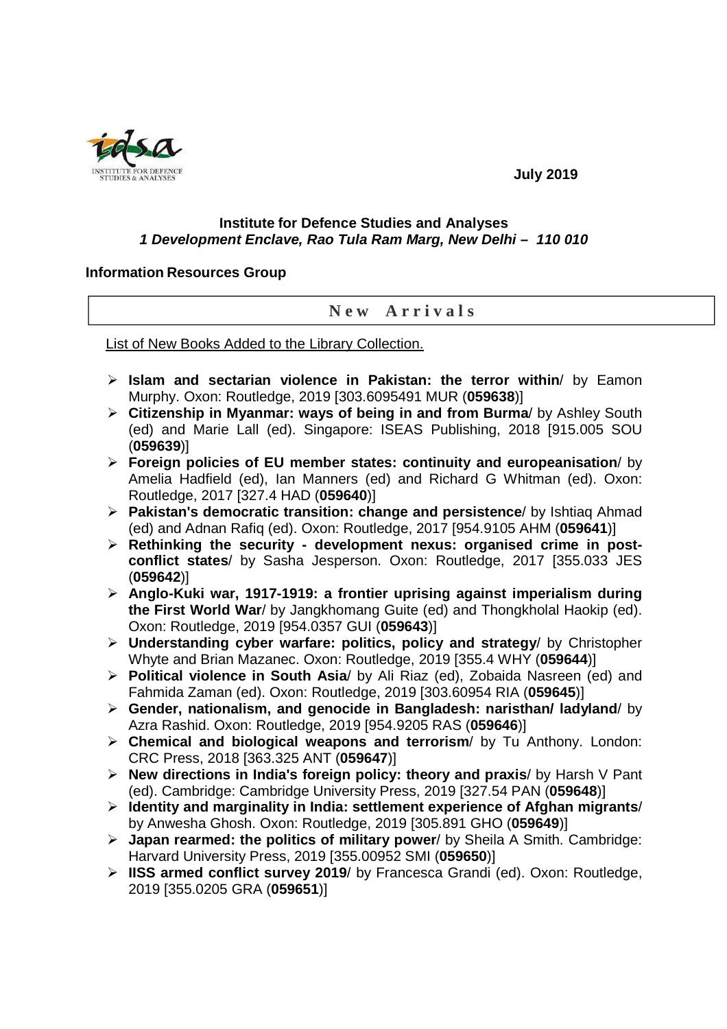July 2019

**Institute for Defence Studies and Analyses**
***1 Development Enclave, Rao Tula Ram Marg, New Delhi – 110 010***

**Information Resources Group**

## New Arrivals

List of New Books Added to the Library Collection.

- **Islam and sectarian violence in Pakistan: the terror within**/ by Eamon Murphy. Oxon: Routledge, 2019 [303.6095491 MUR (**059638**)]
- **Citizenship in Myanmar: ways of being in and from Burma**/ by Ashley South (ed) and Marie Lall (ed). Singapore: ISEAS Publishing, 2018 [915.005 SOU (**059639**)]
- **Foreign policies of EU member states: continuity and europeanisation**/ by Amelia Hadfield (ed), Ian Manners (ed) and Richard G Whitman (ed). Oxon: Routledge, 2017 [327.4 HAD (**059640**)]
- **Pakistan's democratic transition: change and persistence**/ by Ishtiaq Ahmad (ed) and Adnan Rafiq (ed). Oxon: Routledge, 2017 [954.9105 AHM (**059641**)]
- **Rethinking the security - development nexus: organised crime in post-conflict states**/ by Sasha Jesperson. Oxon: Routledge, 2017 [355.033 JES (**059642**)]
- **Anglo-Kuki war, 1917-1919: a frontier uprising against imperialism during the First World War**/ by Jangkhomang Guite (ed) and Thongkholal Haokip (ed). Oxon: Routledge, 2019 [954.0357 GUI (**059643**)]
- **Understanding cyber warfare: politics, policy and strategy**/ by Christopher Whyte and Brian Mazanec. Oxon: Routledge, 2019 [355.4 WHY (**059644**)]
- **Political violence in South Asia**/ by Ali Riaz (ed), Zobaida Nasreen (ed) and Fahmida Zaman (ed). Oxon: Routledge, 2019 [303.60954 RIA (**059645**)]
- **Gender, nationalism, and genocide in Bangladesh: naristhan/ ladyland**/ by Azra Rashid. Oxon: Routledge, 2019 [954.9205 RAS (**059646**)]
- **Chemical and biological weapons and terrorism**/ by Tu Anthony. London: CRC Press, 2018 [363.325 ANT (**059647**)]
- **New directions in India's foreign policy: theory and praxis**/ by Harsh V Pant (ed). Cambridge: Cambridge University Press, 2019 [327.54 PAN (**059648**)]
- **Identity and marginality in India: settlement experience of Afghan migrants**/ by Anwesha Ghosh. Oxon: Routledge, 2019 [305.891 GHO (**059649**)]
- **Japan rearmed: the politics of military power**/ by Sheila A Smith. Cambridge: Harvard University Press, 2019 [355.00952 SMI (**059650**)]
- **IISS armed conflict survey 2019**/ by Francesca Grandi (ed). Oxon: Routledge, 2019 [355.0205 GRA (**059651**)]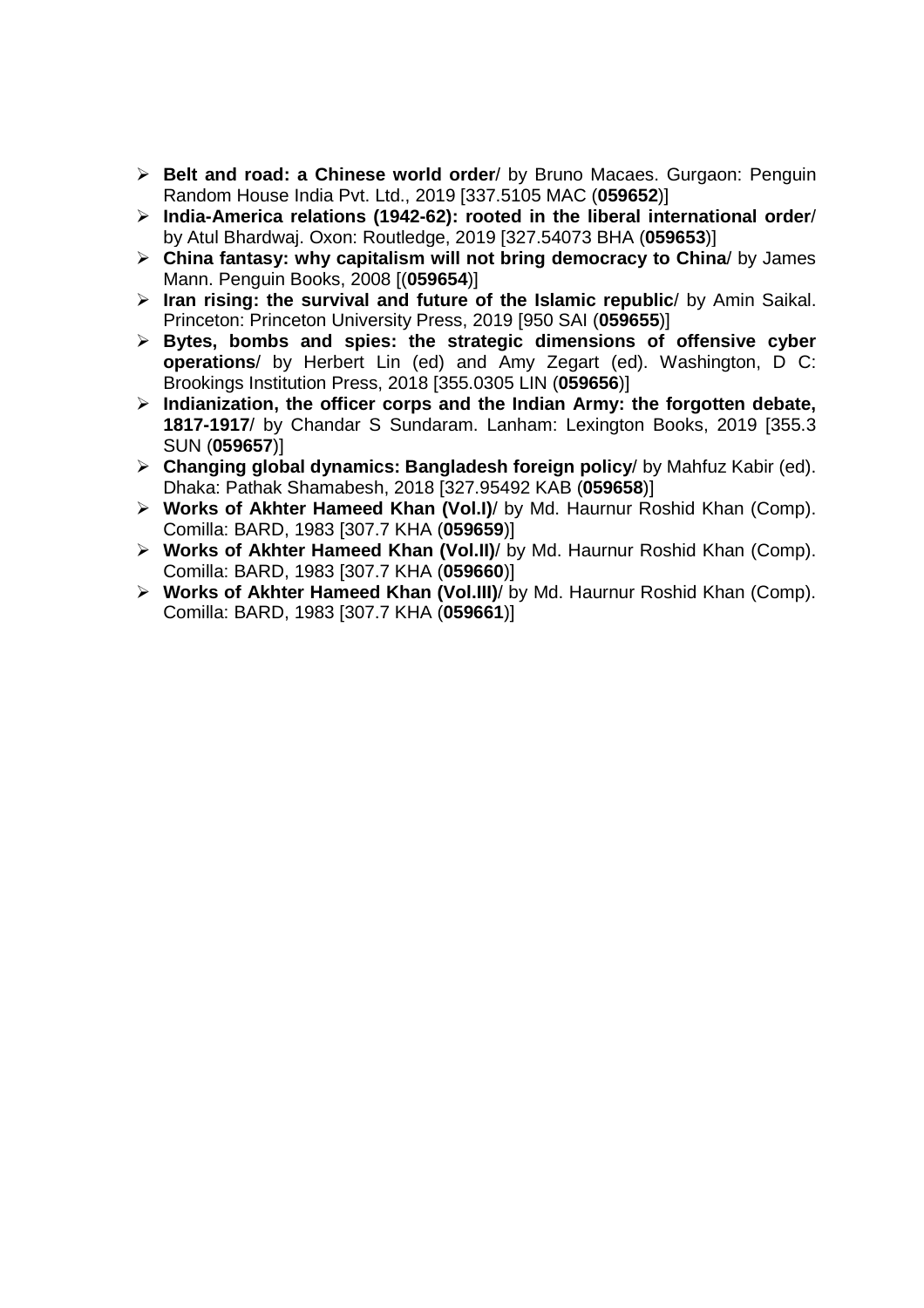- **Belt and road: a Chinese world order**/ by Bruno Macaes. Gurgaon: Penguin Random House India Pvt. Ltd., 2019 [337.5105 MAC (**059652**)]
- **India-America relations (1942-62): rooted in the liberal international order**/ by Atul Bhardwaj. Oxon: Routledge, 2019 [327.54073 BHA (**059653**)]
- **China fantasy: why capitalism will not bring democracy to China**/ by James Mann. Penguin Books, 2008 [(**059654**)]
- **Iran rising: the survival and future of the Islamic republic**/ by Amin Saikal. Princeton: Princeton University Press, 2019 [950 SAI (**059655**)]
- **Bytes, bombs and spies: the strategic dimensions of offensive cyber operations**/ by Herbert Lin (ed) and Amy Zegart (ed). Washington, D C: Brookings Institution Press, 2018 [355.0305 LIN (**059656**)]
- **Indianization, the officer corps and the Indian Army: the forgotten debate, 1817-1917**/ by Chandar S Sundaram. Lanham: Lexington Books, 2019 [355.3 SUN (**059657**)]
- **Changing global dynamics: Bangladesh foreign policy**/ by Mahfuz Kabir (ed). Dhaka: Pathak Shamabesh, 2018 [327.95492 KAB (**059658**)]
- **Works of Akhter Hameed Khan (Vol.I)**/ by Md. Haurnur Roshid Khan (Comp). Comilla: BARD, 1983 [307.7 KHA (**059659**)]
- **Works of Akhter Hameed Khan (Vol.II)**/ by Md. Haurnur Roshid Khan (Comp). Comilla: BARD, 1983 [307.7 KHA (**059660**)]
- **Works of Akhter Hameed Khan (Vol.III)**/ by Md. Haurnur Roshid Khan (Comp). Comilla: BARD, 1983 [307.7 KHA (**059661**)]